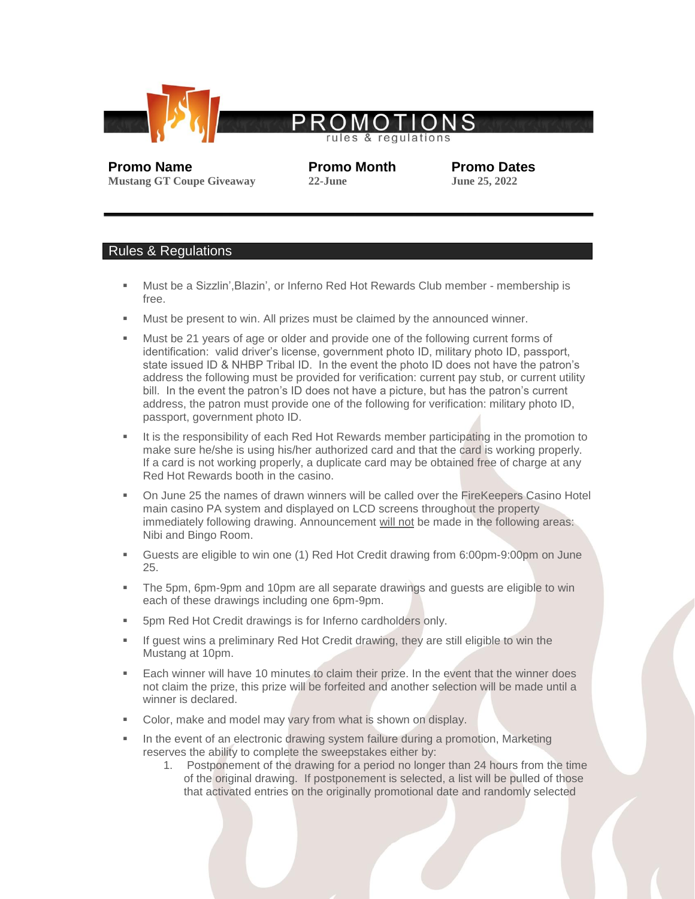# PROMOTIONS

rules & regulations

| Promo Name | Promo Month | Promo Dates |
| --- | --- | --- |
| Mustang GT Coupe Giveaway | 22-June | June 25, 2022 |

## Rules & Regulations

- Must be a Sizzlin',Blazin', or Inferno Red Hot Rewards Club member - membership is free.
- Must be present to win. All prizes must be claimed by the announced winner.
- Must be 21 years of age or older and provide one of the following current forms of identification: valid driver's license, government photo ID, military photo ID, passport, state issued ID & NHBP Tribal ID. In the event the photo ID does not have the patron's address the following must be provided for verification: current pay stub, or current utility bill. In the event the patron's ID does not have a picture, but has the patron's current address, the patron must provide one of the following for verification: military photo ID, passport, government photo ID.
- It is the responsibility of each Red Hot Rewards member participating in the promotion to make sure he/she is using his/her authorized card and that the card is working properly. If a card is not working properly, a duplicate card may be obtained free of charge at any Red Hot Rewards booth in the casino.
- On June 25 the names of drawn winners will be called over the FireKeepers Casino Hotel main casino PA system and displayed on LCD screens throughout the property immediately following drawing. Announcement <u>will not</u> be made in the following areas: Nibi and Bingo Room.
- Guests are eligible to win one (1) Red Hot Credit drawing from 6:00pm-9:00pm on June 25.
- The 5pm, 6pm-9pm and 10pm are all separate drawings and guests are eligible to win each of these drawings including one 6pm-9pm.
- 5pm Red Hot Credit drawings is for Inferno cardholders only.
- If guest wins a preliminary Red Hot Credit drawing, they are still eligible to win the Mustang at 10pm.
- Each winner will have 10 minutes to claim their prize. In the event that the winner does not claim the prize, this prize will be forfeited and another selection will be made until a winner is declared.
- Color, make and model may vary from what is shown on display.
- In the event of an electronic drawing system failure during a promotion, Marketing reserves the ability to complete the sweepstakes either by:
  1. Postponement of the drawing for a period no longer than 24 hours from the time of the original drawing. If postponement is selected, a list will be pulled of those that activated entries on the originally promotional date and randomly selected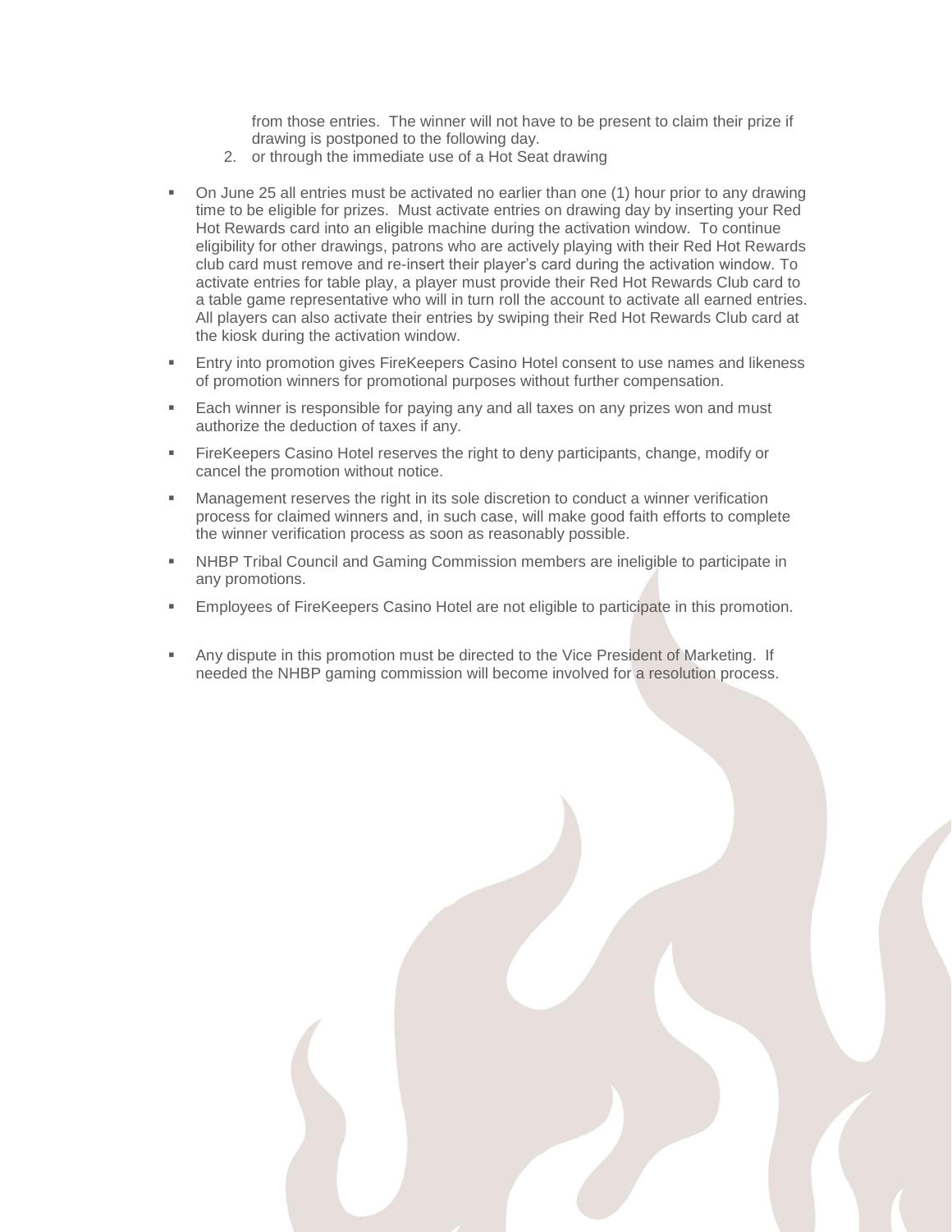from those entries. The winner will not have to be present to claim their prize if drawing is postponed to the following day.

2. or through the immediate use of a Hot Seat drawing

- On June 25 all entries must be activated no earlier than one (1) hour prior to any drawing time to be eligible for prizes. Must activate entries on drawing day by inserting your Red Hot Rewards card into an eligible machine during the activation window. To continue eligibility for other drawings, patrons who are actively playing with their Red Hot Rewards club card must remove and re-insert their player's card during the activation window. To activate entries for table play, a player must provide their Red Hot Rewards Club card to a table game representative who will in turn roll the account to activate all earned entries. All players can also activate their entries by swiping their Red Hot Rewards Club card at the kiosk during the activation window.
- Entry into promotion gives FireKeepers Casino Hotel consent to use names and likeness of promotion winners for promotional purposes without further compensation.
- Each winner is responsible for paying any and all taxes on any prizes won and must authorize the deduction of taxes if any.
- FireKeepers Casino Hotel reserves the right to deny participants, change, modify or cancel the promotion without notice.
- Management reserves the right in its sole discretion to conduct a winner verification process for claimed winners and, in such case, will make good faith efforts to complete the winner verification process as soon as reasonably possible.
- NHBP Tribal Council and Gaming Commission members are ineligible to participate in any promotions.
- Employees of FireKeepers Casino Hotel are not eligible to participate in this promotion.
- Any dispute in this promotion must be directed to the Vice President of Marketing. If needed the NHBP gaming commission will become involved for a resolution process.